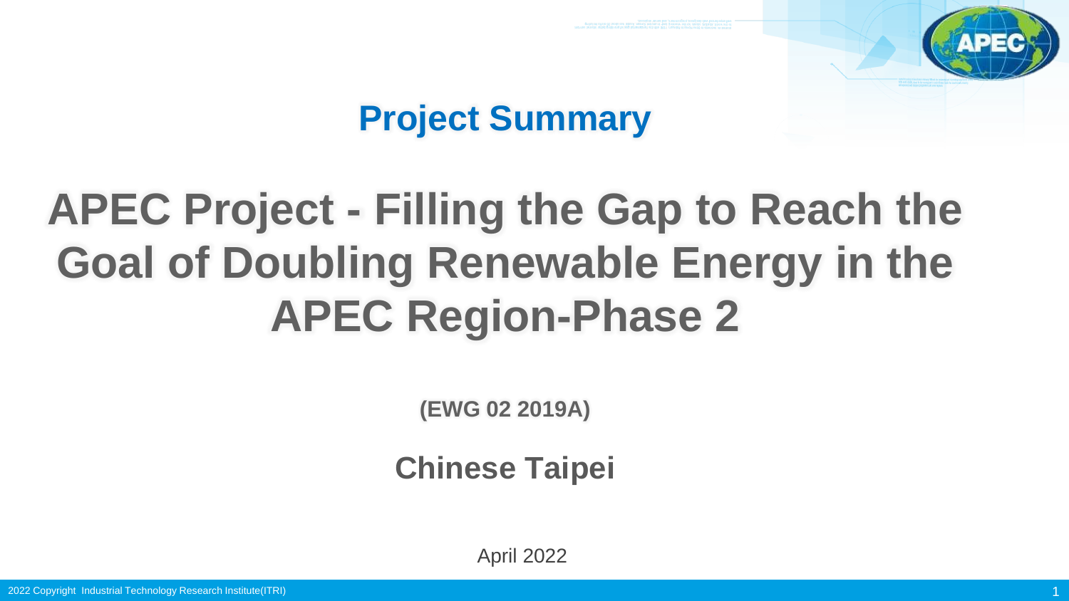## Project Summary

# APEC Project - Filling the Gap to Reach the Goal of Doubling Renewable Energy in the APEC Region-Phase 2

**(EWG 02 2019A)**

**Chinese Taipei**

April 2022

2022 Copyright Industrial Technology Research Institute(ITRI)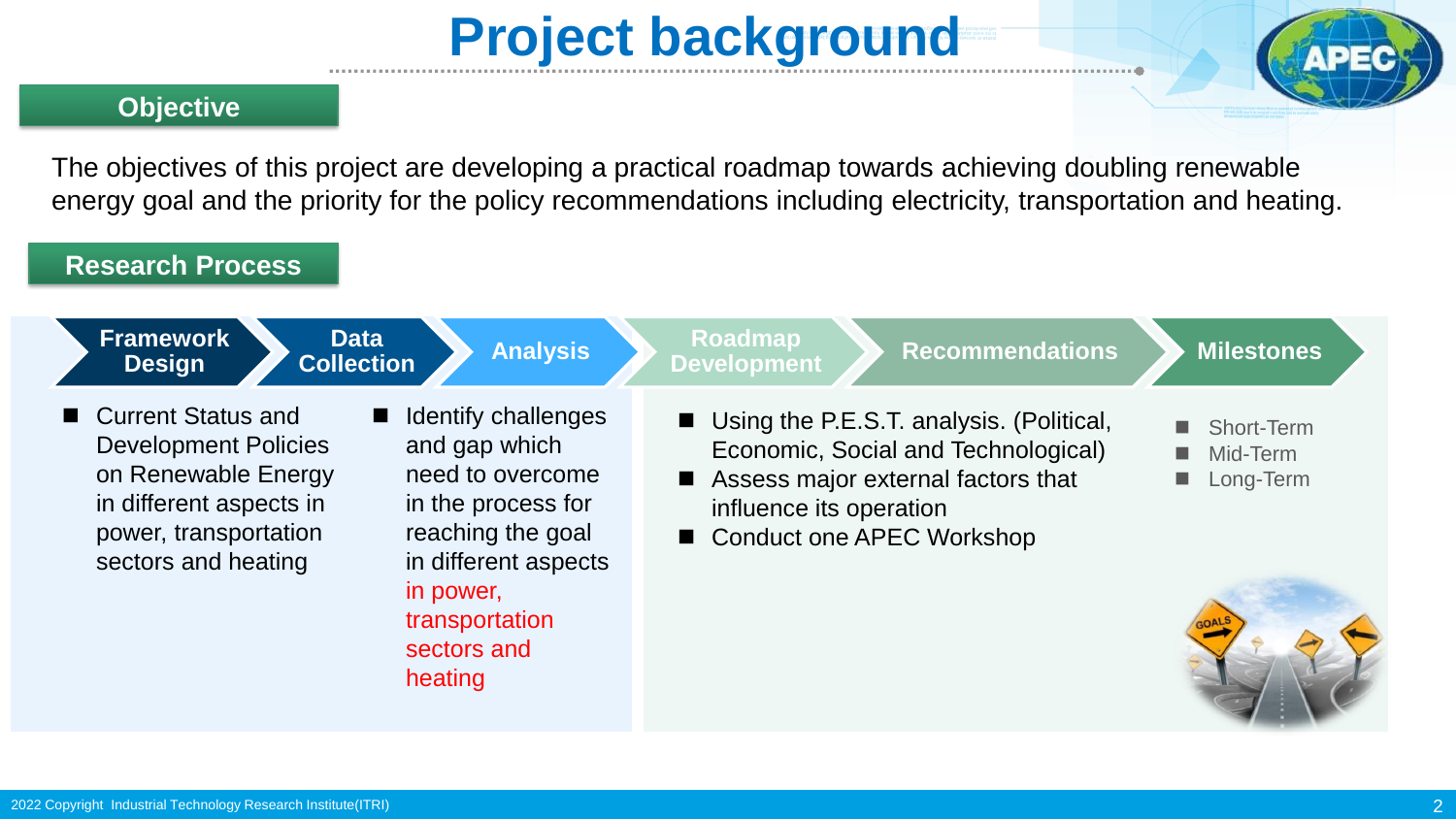# Project background

## Objective

The objectives of this project are developing a practical roadmap towards achieving doubling renewable energy goal and the priority for the policy recommendations including electricity, transportation and heating.

## Research Process

Framework Design → Data Collection → Analysis → Roadmap Development → Recommendations → Milestones

- Current Status and Development Policies on Renewable Energy in different aspects in power, transportation sectors and heating
- Identify challenges and gap which need to overcome in the process for reaching the goal in different aspects in power, transportation sectors and heating
- Using the P.E.S.T. analysis. (Political, Economic, Social and Technological)
- Assess major external factors that influence its operation
- Conduct one APEC Workshop
- Short-Term
- Mid-Term
- Long-Term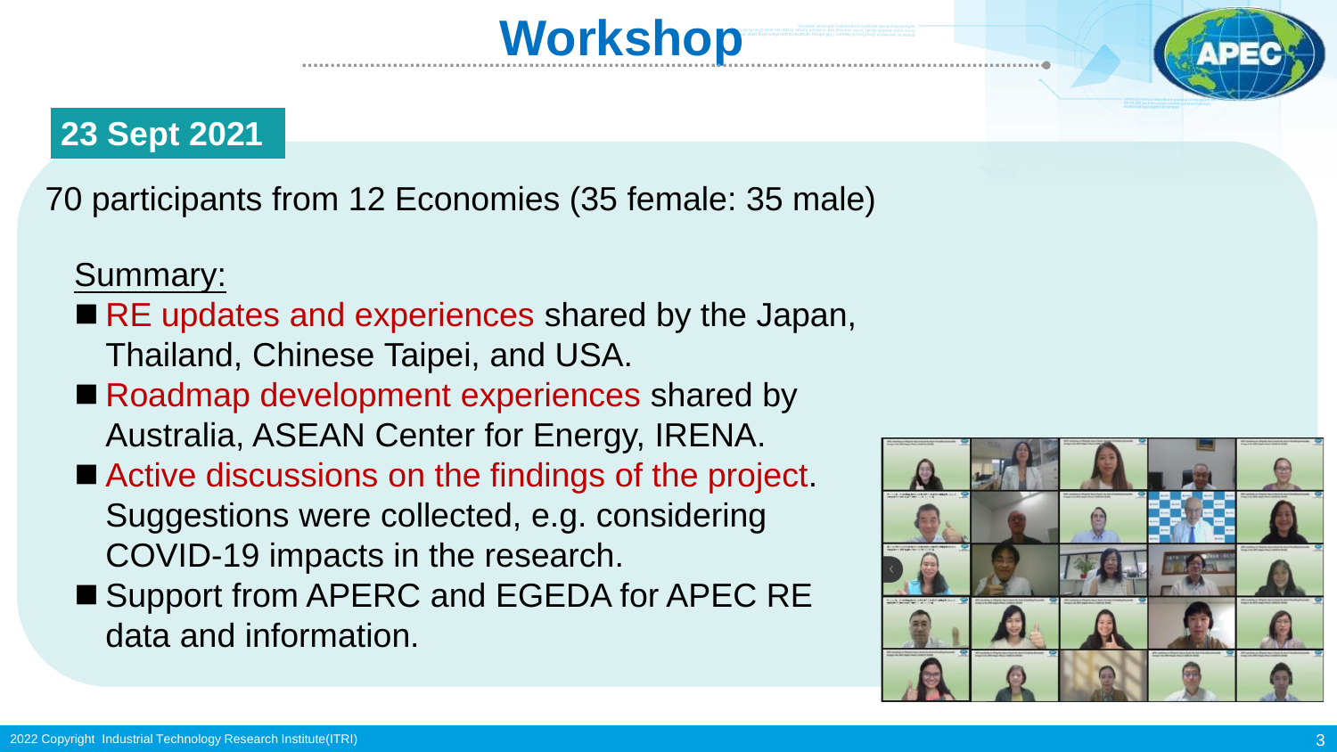# Workshop

**23 Sept 2021**

70 participants from 12 Economies (35 female: 35 male)

Summary:

- RE updates and experiences shared by the Japan, Thailand, Chinese Taipei, and USA.
- Roadmap development experiences shared by Australia, ASEAN Center for Energy, IRENA.
- Active discussions on the findings of the project. Suggestions were collected, e.g. considering COVID-19 impacts in the research.
- Support from APERC and EGEDA for APEC RE data and information.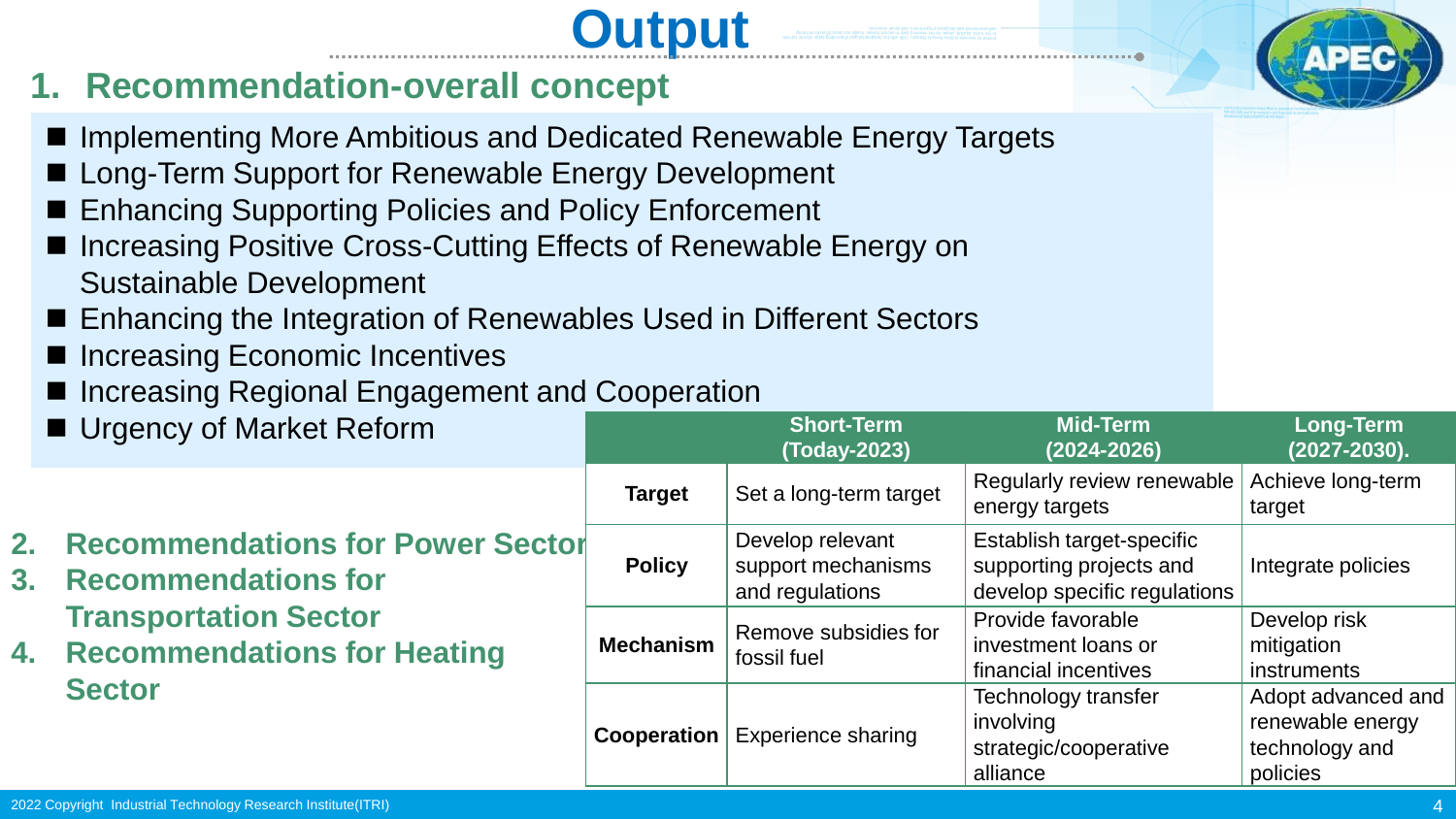# Output

## 1. Recommendation-overall concept

- Implementing More Ambitious and Dedicated Renewable Energy Targets
- Long-Term Support for Renewable Energy Development
- Enhancing Supporting Policies and Policy Enforcement
- Increasing Positive Cross-Cutting Effects of Renewable Energy on Sustainable Development
- Enhancing the Integration of Renewables Used in Different Sectors
- Increasing Economic Incentives
- Increasing Regional Engagement and Cooperation
- Urgency of Market Reform

| | Short-Term (Today-2023) | Mid-Term (2024-2026) | Long-Term (2027-2030). |
|---|---|---|---|
| **Target** | Set a long-term target | Regularly review renewable energy targets | Achieve long-term target |
| **Policy** | Develop relevant support mechanisms and regulations | Establish target-specific supporting projects and develop specific regulations | Integrate policies |
| **Mechanism** | Remove subsidies for fossil fuel | Provide favorable investment loans or financial incentives | Develop risk mitigation instruments |
| **Cooperation** | Experience sharing | Technology transfer involving strategic/cooperative alliance | Adopt advanced and renewable energy technology and policies |

## 2. Recommendations for Power Sector

## 3. Recommendations for Transportation Sector

## 4. Recommendations for Heating Sector

2022 Copyright Industrial Technology Research Institute(ITRI)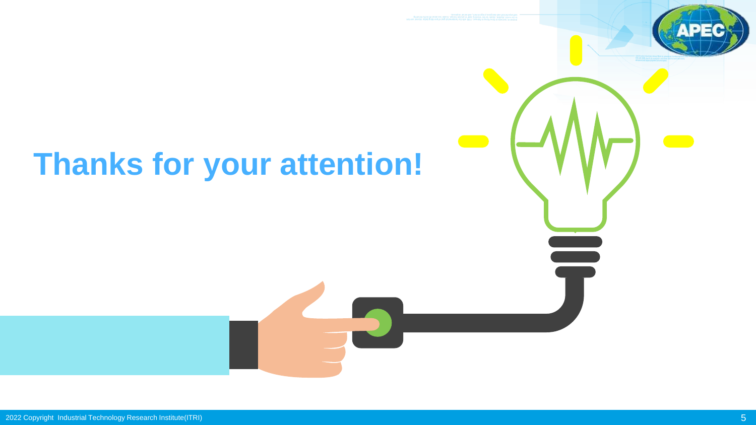# Thanks for your attention!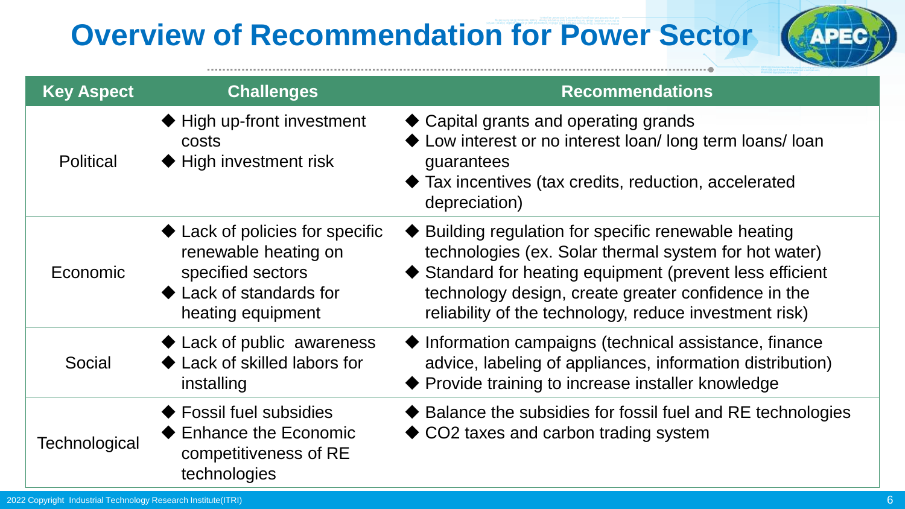# Overview of Recommendation for Power Sector

| Key Aspect | Challenges | Recommendations |
|---|---|---|
| Political | ◆ High up-front investment costs<br>◆ High investment risk | ◆ Capital grants and operating grands<br>◆ Low interest or no interest loan/ long term loans/ loan guarantees<br>◆ Tax incentives (tax credits, reduction, accelerated depreciation) |
| Economic | ◆ Lack of policies for specific renewable heating on specified sectors<br>◆ Lack of standards for heating equipment | ◆ Building regulation for specific renewable heating technologies (ex. Solar thermal system for hot water)<br>◆ Standard for heating equipment (prevent less efficient technology design, create greater confidence in the reliability of the technology, reduce investment risk) |
| Social | ◆ Lack of public awareness<br>◆ Lack of skilled labors for installing | ◆ Information campaigns (technical assistance, finance advice, labeling of appliances, information distribution)<br>◆ Provide training to increase installer knowledge |
| Technological | ◆ Fossil fuel subsidies<br>◆ Enhance the Economic competitiveness of RE technologies | ◆ Balance the subsidies for fossil fuel and RE technologies<br>◆ $CO_2$ taxes and carbon trading system |

2022 Copyright Industrial Technology Research Institute(ITRI)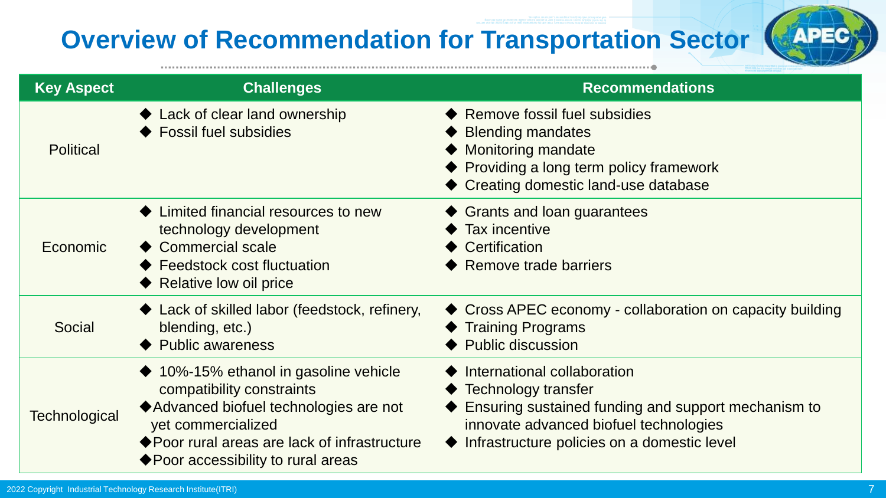# Overview of Recommendation for Transportation Sector

| Key Aspect | Challenges | Recommendations |
| --- | --- | --- |
| Political | ◆ Lack of clear land ownership<br>◆ Fossil fuel subsidies | ◆ Remove fossil fuel subsidies<br>◆ Blending mandates<br>◆ Monitoring mandate<br>◆ Providing a long term policy framework<br>◆ Creating domestic land-use database |
| Economic | ◆ Limited financial resources to new technology development<br>◆ Commercial scale<br>◆ Feedstock cost fluctuation<br>◆ Relative low oil price | ◆ Grants and loan guarantees<br>◆ Tax incentive<br>◆ Certification<br>◆ Remove trade barriers |
| Social | ◆ Lack of skilled labor (feedstock, refinery, blending, etc.)<br>◆ Public awareness | ◆ Cross APEC economy - collaboration on capacity building<br>◆ Training Programs<br>◆ Public discussion |
| Technological | ◆ 10%-15% ethanol in gasoline vehicle compatibility constraints<br>◆ Advanced biofuel technologies are not yet commercialized<br>◆ Poor rural areas are lack of infrastructure<br>◆ Poor accessibility to rural areas | ◆ International collaboration<br>◆ Technology transfer<br>◆ Ensuring sustained funding and support mechanism to innovate advanced biofuel technologies<br>◆ Infrastructure policies on a domestic level |

2022 Copyright Industrial Technology Research Institute(ITRI)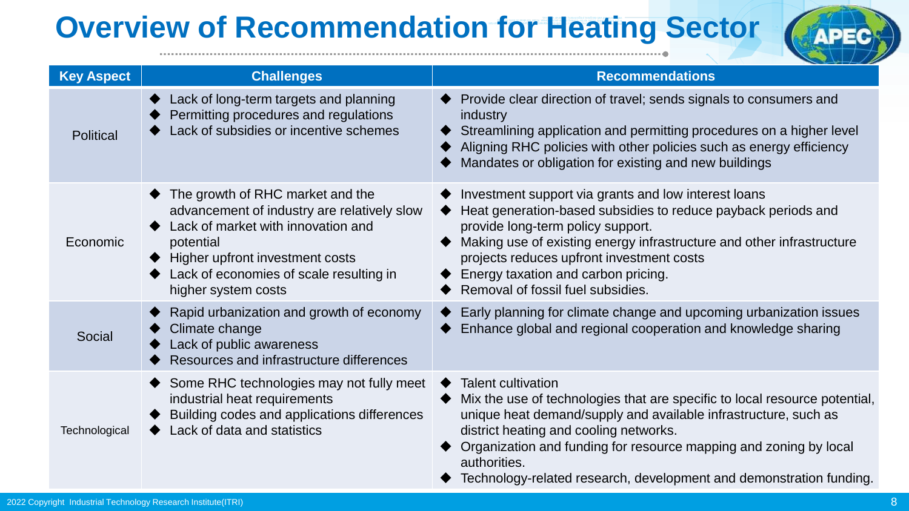# Overview of Recommendation for Heating Sector

| Key Aspect | Challenges | Recommendations |
| --- | --- | --- |
| Political | ◆ Lack of long-term targets and planning<br>◆ Permitting procedures and regulations<br>◆ Lack of subsidies or incentive schemes | ◆ Provide clear direction of travel; sends signals to consumers and industry<br>◆ Streamlining application and permitting procedures on a higher level<br>◆ Aligning RHC policies with other policies such as energy efficiency<br>◆ Mandates or obligation for existing and new buildings |
| Economic | ◆ The growth of RHC market and the advancement of industry are relatively slow<br>◆ Lack of market with innovation and potential<br>◆ Higher upfront investment costs<br>◆ Lack of economies of scale resulting in higher system costs | ◆ Investment support via grants and low interest loans<br>◆ Heat generation-based subsidies to reduce payback periods and provide long-term policy support.<br>◆ Making use of existing energy infrastructure and other infrastructure projects reduces upfront investment costs<br>◆ Energy taxation and carbon pricing.<br>◆ Removal of fossil fuel subsidies. |
| Social | ◆ Rapid urbanization and growth of economy<br>◆ Climate change<br>◆ Lack of public awareness<br>◆ Resources and infrastructure differences | ◆ Early planning for climate change and upcoming urbanization issues<br>◆ Enhance global and regional cooperation and knowledge sharing |
| Technological | ◆ Some RHC technologies may not fully meet industrial heat requirements<br>◆ Building codes and applications differences<br>◆ Lack of data and statistics | ◆ Talent cultivation<br>◆ Mix the use of technologies that are specific to local resource potential, unique heat demand/supply and available infrastructure, such as district heating and cooling networks.<br>◆ Organization and funding for resource mapping and zoning by local authorities.<br>◆ Technology-related research, development and demonstration funding. |

2022 Copyright Industrial Technology Research Institute(ITRI)